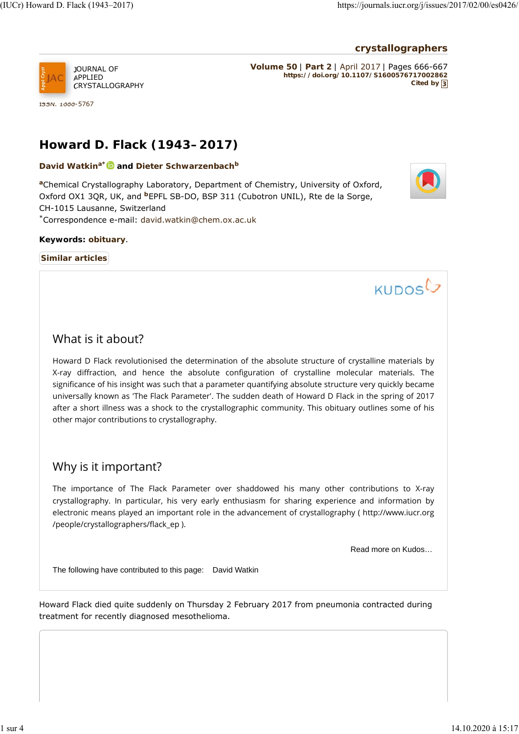crystallographers

JOURNAL OF APPLIED CRYSTALLOGRAPHY

ISSN: 1600-5767

**Volume 50** | **Part 2** | April 2017 | Pages 666-667
https://doi.org/10.1107/S1600576717002862
Cited by 3

# Howard D. Flack (1943–2017)

**David Watkin**[a*] and **Dieter Schwarzenbach**[b]

[a]Chemical Crystallography Laboratory, Department of Chemistry, University of Oxford, Oxford OX1 3QR, UK, and [b]EPFL SB-DO, BSP 311 (Cubotron UNIL), Rte de la Sorge, CH-1015 Lausanne, Switzerland
*Correspondence e-mail: david.watkin@chem.ox.ac.uk

**Keywords:** **obituary**.

Similar articles

KUDOS

## What is it about?

Howard D Flack revolutionised the determination of the absolute structure of crystalline materials by X-ray diffraction, and hence the absolute configuration of crystalline molecular materials. The significance of his insight was such that a parameter quantifying absolute structure very quickly became universally known as 'The Flack Parameter'. The sudden death of Howard D Flack in the spring of 2017 after a short illness was a shock to the crystallographic community. This obituary outlines some of his other major contributions to crystallography.

## Why is it important?

The importance of The Flack Parameter over shaddowed his many other contributions to X-ray crystallography. In particular, his very early enthusiasm for sharing experience and information by electronic means played an important role in the advancement of crystallography ( http://www.iucr.org /people/crystallographers/flack_ep ).

Read more on Kudos…

The following have contributed to this page: David Watkin

Howard Flack died quite suddenly on Thursday 2 February 2017 from pneumonia contracted during treatment for recently diagnosed mesothelioma.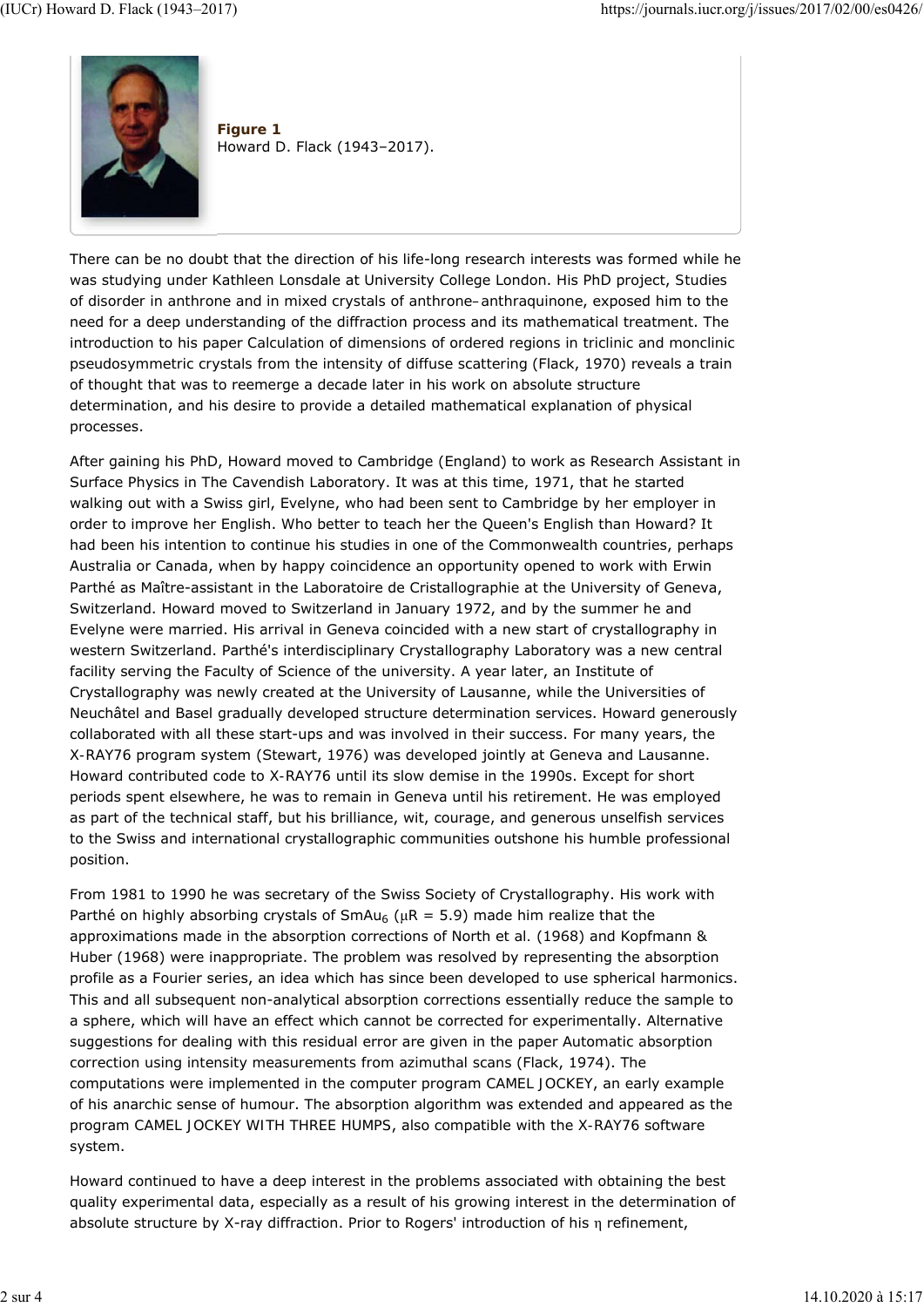**Figure 1**
Howard D. Flack (1943–2017).

There can be no doubt that the direction of his life-long research interests was formed while he was studying under Kathleen Lonsdale at University College London. His PhD project, Studies of disorder in anthrone and in mixed crystals of anthrone–anthraquinone, exposed him to the need for a deep understanding of the diffraction process and its mathematical treatment. The introduction to his paper Calculation of dimensions of ordered regions in triclinic and monclinic pseudosymmetric crystals from the intensity of diffuse scattering (Flack, 1970) reveals a train of thought that was to reemerge a decade later in his work on absolute structure determination, and his desire to provide a detailed mathematical explanation of physical processes.

After gaining his PhD, Howard moved to Cambridge (England) to work as Research Assistant in Surface Physics in The Cavendish Laboratory. It was at this time, 1971, that he started walking out with a Swiss girl, Evelyne, who had been sent to Cambridge by her employer in order to improve her English. Who better to teach her the Queen's English than Howard? It had been his intention to continue his studies in one of the Commonwealth countries, perhaps Australia or Canada, when by happy coincidence an opportunity opened to work with Erwin Parthé as Maître-assistant in the Laboratoire de Cristallographie at the University of Geneva, Switzerland. Howard moved to Switzerland in January 1972, and by the summer he and Evelyne were married. His arrival in Geneva coincided with a new start of crystallography in western Switzerland. Parthé's interdisciplinary Crystallography Laboratory was a new central facility serving the Faculty of Science of the university. A year later, an Institute of Crystallography was newly created at the University of Lausanne, while the Universities of Neuchâtel and Basel gradually developed structure determination services. Howard generously collaborated with all these start-ups and was involved in their success. For many years, the X-RAY76 program system (Stewart, 1976) was developed jointly at Geneva and Lausanne. Howard contributed code to X-RAY76 until its slow demise in the 1990s. Except for short periods spent elsewhere, he was to remain in Geneva until his retirement. He was employed as part of the technical staff, but his brilliance, wit, courage, and generous unselfish services to the Swiss and international crystallographic communities outshone his humble professional position.

From 1981 to 1990 he was secretary of the Swiss Society of Crystallography. His work with Parthé on highly absorbing crystals of $SmAu_6$ ($\mu R = 5.9$) made him realize that the approximations made in the absorption corrections of North et al. (1968) and Kopfmann & Huber (1968) were inappropriate. The problem was resolved by representing the absorption profile as a Fourier series, an idea which has since been developed to use spherical harmonics. This and all subsequent non-analytical absorption corrections essentially reduce the sample to a sphere, which will have an effect which cannot be corrected for experimentally. Alternative suggestions for dealing with this residual error are given in the paper Automatic absorption correction using intensity measurements from azimuthal scans (Flack, 1974). The computations were implemented in the computer program CAMEL JOCKEY, an early example of his anarchic sense of humour. The absorption algorithm was extended and appeared as the program CAMEL JOCKEY WITH THREE HUMPS, also compatible with the X-RAY76 software system.

Howard continued to have a deep interest in the problems associated with obtaining the best quality experimental data, especially as a result of his growing interest in the determination of absolute structure by X-ray diffraction. Prior to Rogers' introduction of his $\eta$ refinement,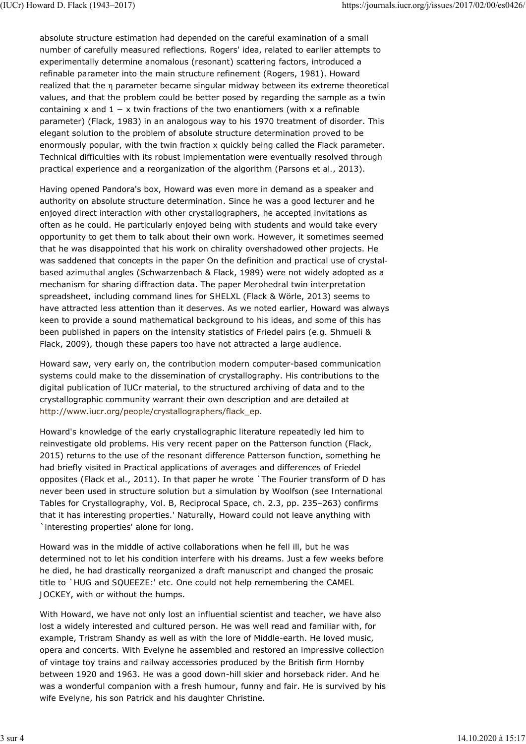absolute structure estimation had depended on the careful examination of a small number of carefully measured reflections. Rogers' idea, related to earlier attempts to experimentally determine anomalous (resonant) scattering factors, introduced a refinable parameter into the main structure refinement (Rogers, 1981). Howard realized that the $\eta$ parameter became singular midway between its extreme theoretical values, and that the problem could be better posed by regarding the sample as a twin containing $x$ and $1 - x$ twin fractions of the two enantiomers (with $x$ a refinable parameter) (Flack, 1983) in an analogous way to his 1970 treatment of disorder. This elegant solution to the problem of absolute structure determination proved to be enormously popular, with the twin fraction $x$ quickly being called the Flack parameter. Technical difficulties with its robust implementation were eventually resolved through practical experience and a reorganization of the algorithm (Parsons et al., 2013).

Having opened Pandora's box, Howard was even more in demand as a speaker and authority on absolute structure determination. Since he was a good lecturer and he enjoyed direct interaction with other crystallographers, he accepted invitations as often as he could. He particularly enjoyed being with students and would take every opportunity to get them to talk about their own work. However, it sometimes seemed that he was disappointed that his work on chirality overshadowed other projects. He was saddened that concepts in the paper On the definition and practical use of crystal-based azimuthal angles (Schwarzenbach & Flack, 1989) were not widely adopted as a mechanism for sharing diffraction data. The paper Merohedral twin interpretation spreadsheet, including command lines for SHELXL (Flack & Wörle, 2013) seems to have attracted less attention than it deserves. As we noted earlier, Howard was always keen to provide a sound mathematical background to his ideas, and some of this has been published in papers on the intensity statistics of Friedel pairs (e.g. Shmueli & Flack, 2009), though these papers too have not attracted a large audience.

Howard saw, very early on, the contribution modern computer-based communication systems could make to the dissemination of crystallography. His contributions to the digital publication of IUCr material, to the structured archiving of data and to the crystallographic community warrant their own description and are detailed at http://www.iucr.org/people/crystallographers/flack_ep.

Howard's knowledge of the early crystallographic literature repeatedly led him to reinvestigate old problems. His very recent paper on the Patterson function (Flack, 2015) returns to the use of the resonant difference Patterson function, something he had briefly visited in Practical applications of averages and differences of Friedel opposites (Flack et al., 2011). In that paper he wrote `The Fourier transform of D has never been used in structure solution but a simulation by Woolfson (see International Tables for Crystallography, Vol. B, Reciprocal Space, ch. 2.3, pp. 235–263) confirms that it has interesting properties.' Naturally, Howard could not leave anything with `interesting properties' alone for long.

Howard was in the middle of active collaborations when he fell ill, but he was determined not to let his condition interfere with his dreams. Just a few weeks before he died, he had drastically reorganized a draft manuscript and changed the prosaic title to `HUG and SQUEEZE:' etc. One could not help remembering the CAMEL JOCKEY, with or without the humps.

With Howard, we have not only lost an influential scientist and teacher, we have also lost a widely interested and cultured person. He was well read and familiar with, for example, Tristram Shandy as well as with the lore of Middle-earth. He loved music, opera and concerts. With Evelyne he assembled and restored an impressive collection of vintage toy trains and railway accessories produced by the British firm Hornby between 1920 and 1963. He was a good down-hill skier and horseback rider. And he was a wonderful companion with a fresh humour, funny and fair. He is survived by his wife Evelyne, his son Patrick and his daughter Christine.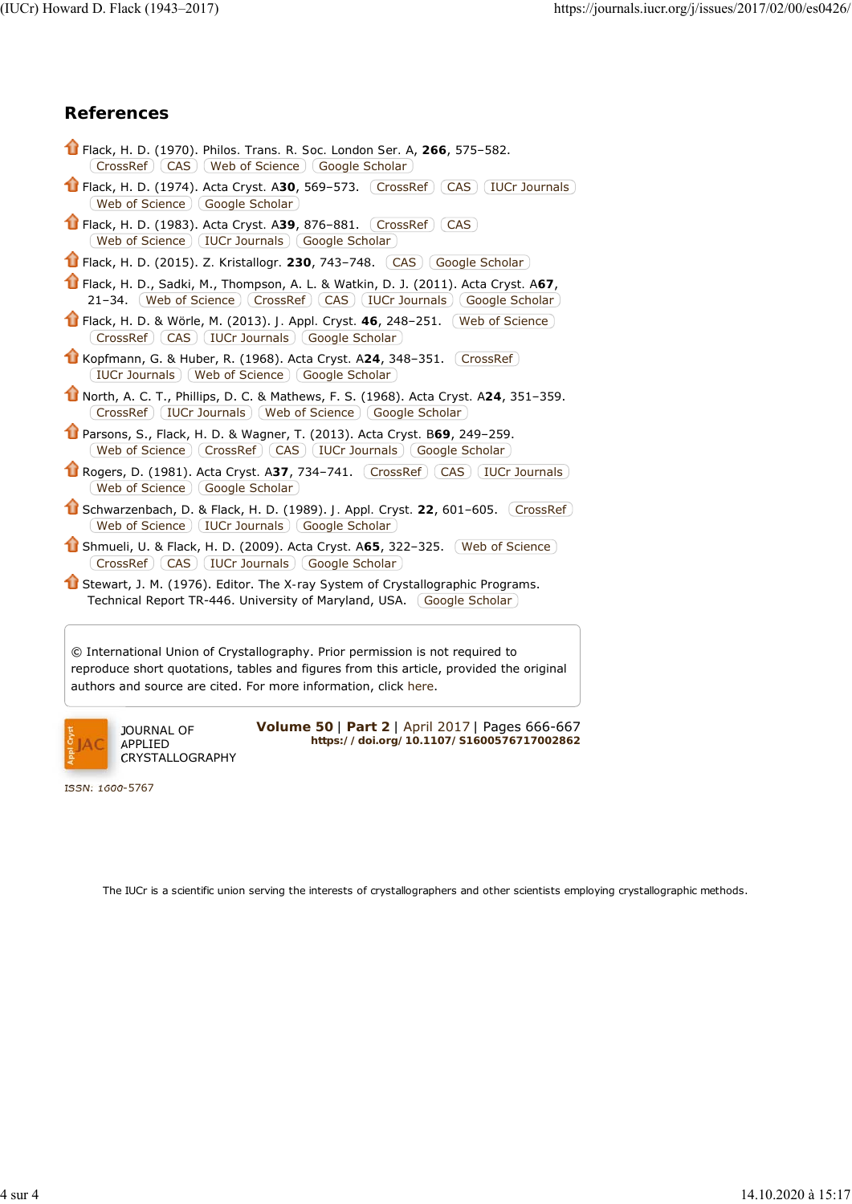## References

- Flack, H. D. (1970). Philos. Trans. R. Soc. London Ser. A, **266**, 575–582.
- Flack, H. D. (1974). Acta Cryst. A**30**, 569–573.
- Flack, H. D. (1983). Acta Cryst. A**39**, 876–881.
- Flack, H. D. (2015). Z. Kristallogr. **230**, 743–748.
- Flack, H. D., Sadki, M., Thompson, A. L. & Watkin, D. J. (2011). Acta Cryst. A**67**, 21–34.
- Flack, H. D. & Wörle, M. (2013). J. Appl. Cryst. **46**, 248–251.
- Kopfmann, G. & Huber, R. (1968). Acta Cryst. A**24**, 348–351.
- North, A. C. T., Phillips, D. C. & Mathews, F. S. (1968). Acta Cryst. A**24**, 351–359.
- Parsons, S., Flack, H. D. & Wagner, T. (2013). Acta Cryst. B**69**, 249–259.
- Rogers, D. (1981). Acta Cryst. A**37**, 734–741.
- Schwarzenbach, D. & Flack, H. D. (1989). J. Appl. Cryst. **22**, 601–605.
- Shmueli, U. & Flack, H. D. (2009). Acta Cryst. A**65**, 322–325.
- Stewart, J. M. (1976). Editor. The X-ray System of Crystallographic Programs. Technical Report TR-446. University of Maryland, USA.

© International Union of Crystallography. Prior permission is not required to reproduce short quotations, tables and figures from this article, provided the original authors and source are cited. For more information, click here.

JOURNAL OF APPLIED CRYSTALLOGRAPHY

**Volume 50** | **Part 2** | April 2017 | Pages 666-667
**https://doi.org/10.1107/S1600576717002862**

ISSN: 1600-5767

The IUCr is a scientific union serving the interests of crystallographers and other scientists employing crystallographic methods.